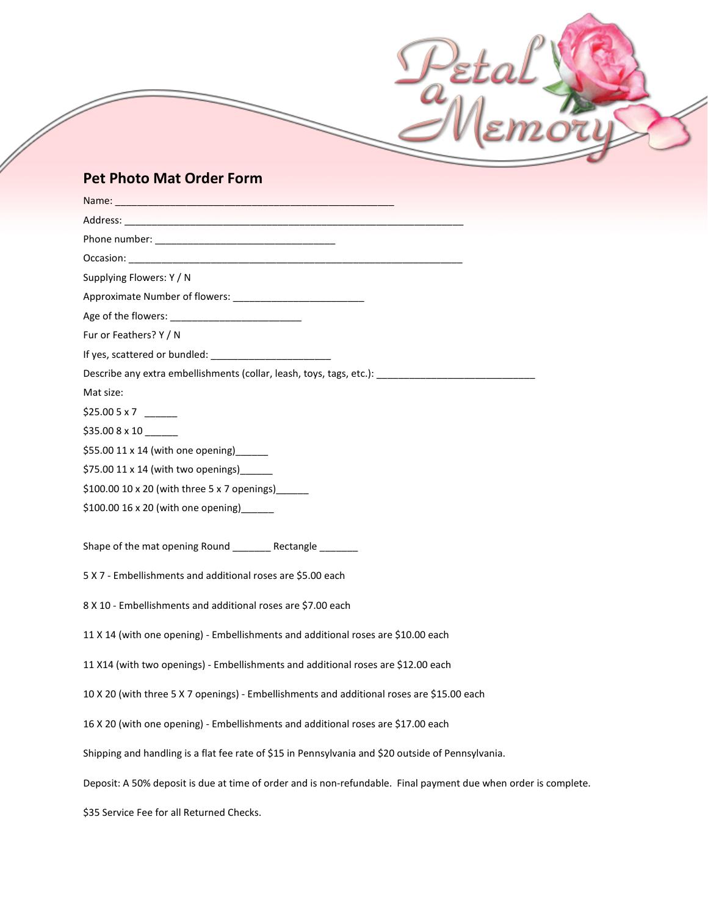Petal a Memory

## Pet Photo Mat Order Form

Name: ___________________________________________________

Address: ______________________________________________________________

Phone number: _________________________________

Occasion: _____________________________________________________________

Supplying Flowers: Y / N

Approximate Number of flowers: ________________________

Age of the flowers: ________________________

Fur or Feathers? Y / N

If yes, scattered or bundled: ______________________

Describe any extra embellishments (collar, leash, toys, tags, etc.): _____________________________

Mat size:

$25.00 5 x 7 ______

$35.00 8 x 10 ______

$55.00 11 x 14 (with one opening)______

$75.00 11 x 14 (with two openings)______

$100.00 10 x 20 (with three 5 x 7 openings)______

$100.00 16 x 20 (with one opening)______

Shape of the mat opening Round _______ Rectangle _______

5 X 7 - Embellishments and additional roses are $5.00 each

8 X 10 - Embellishments and additional roses are $7.00 each

11 X 14 (with one opening) - Embellishments and additional roses are $10.00 each

11 X14 (with two openings) - Embellishments and additional roses are $12.00 each

10 X 20 (with three 5 X 7 openings) - Embellishments and additional roses are $15.00 each

16 X 20 (with one opening) - Embellishments and additional roses are $17.00 each

Shipping and handling is a flat fee rate of $15 in Pennsylvania and $20 outside of Pennsylvania.

Deposit: A 50% deposit is due at time of order and is non-refundable. Final payment due when order is complete.

$35 Service Fee for all Returned Checks.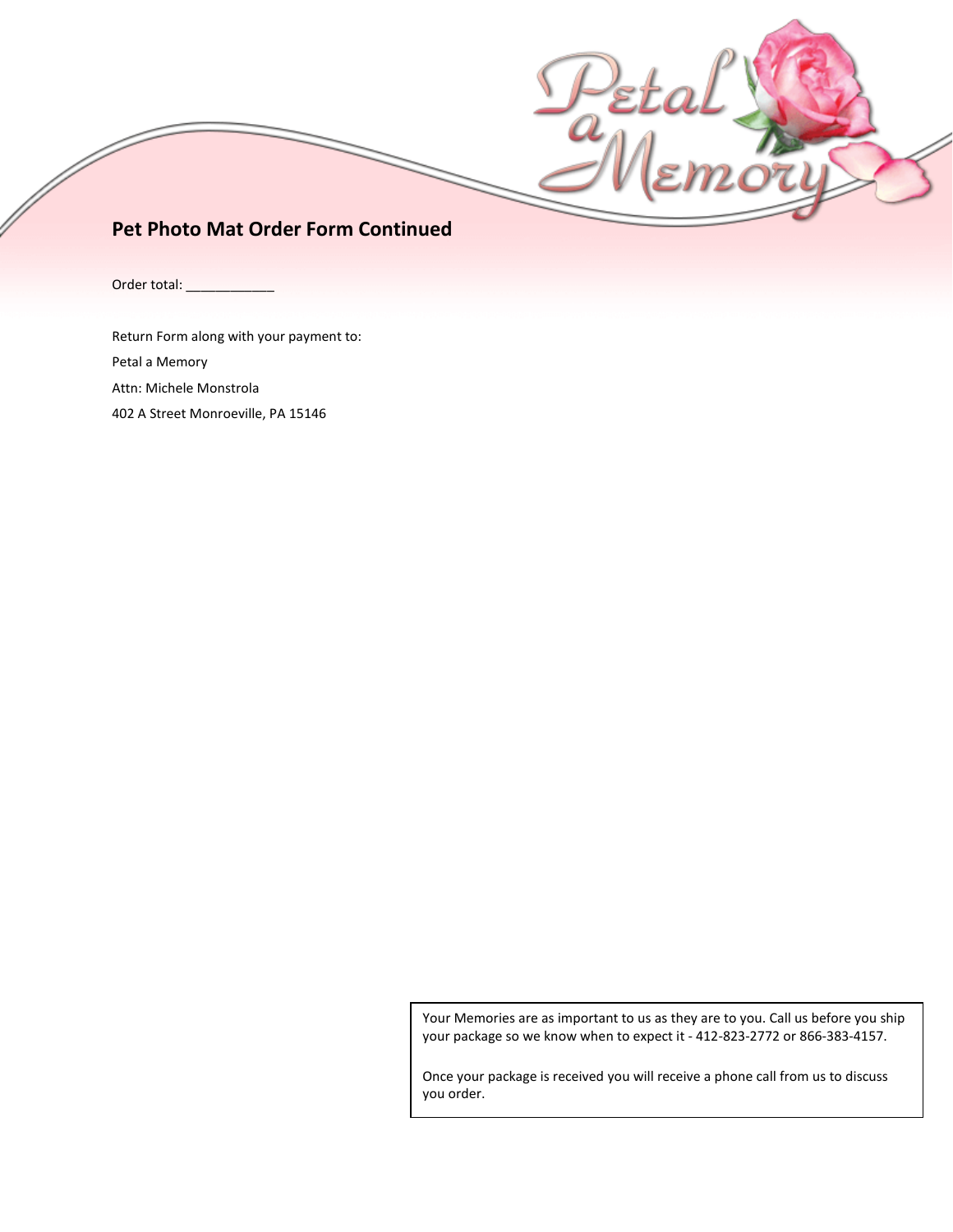## Pet Photo Mat Order Form Continued

Order total: ____________

Return Form along with your payment to:

Petal a Memory

Attn: Michele Monstrola

402 A Street Monroeville, PA 15146

Your Memories are as important to us as they are to you. Call us before you ship your package so we know when to expect it - 412-823-2772 or 866-383-4157.

Once your package is received you will receive a phone call from us to discuss you order.